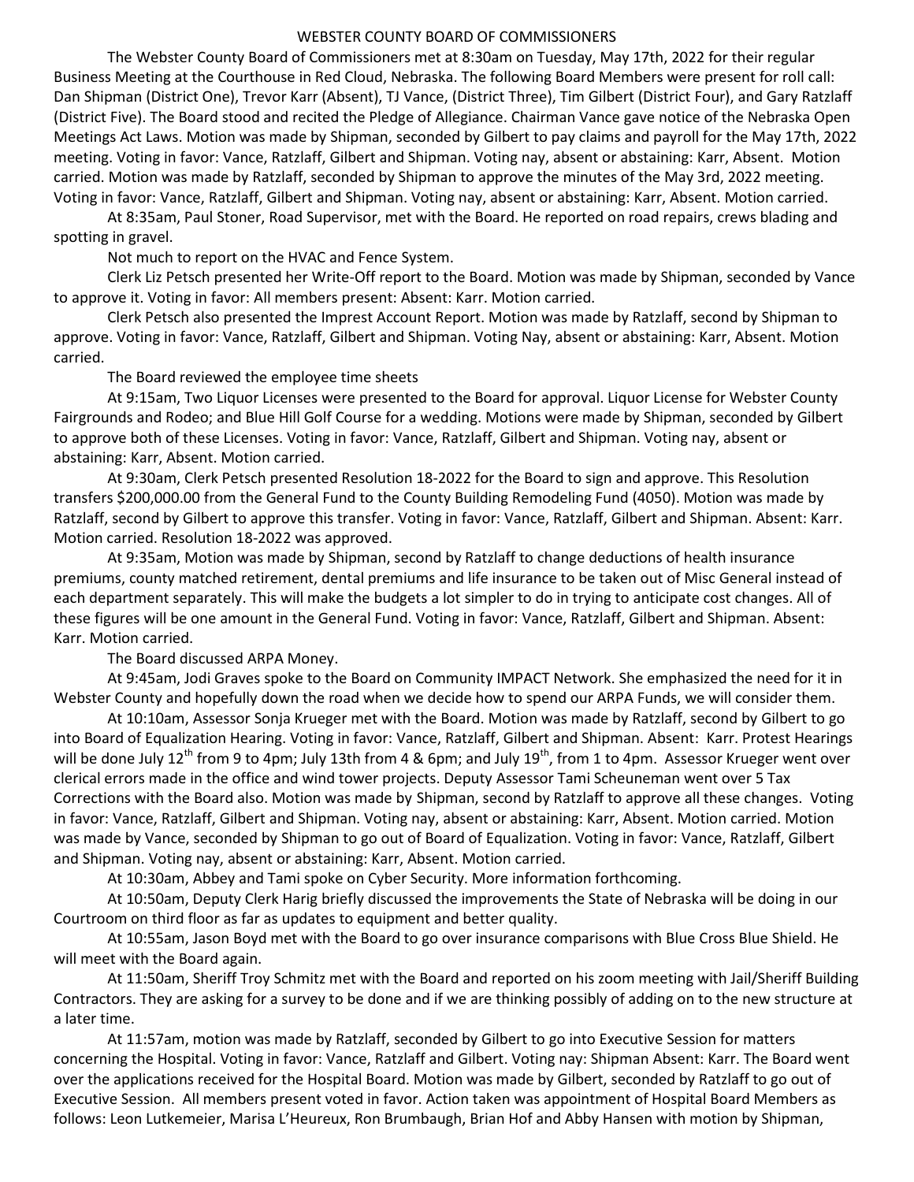# WEBSTER COUNTY BOARD OF COMMISSIONERS

The Webster County Board of Commissioners met at 8:30am on Tuesday, May 17th, 2022 for their regular Business Meeting at the Courthouse in Red Cloud, Nebraska. The following Board Members were present for roll call: Dan Shipman (District One), Trevor Karr (Absent), TJ Vance, (District Three), Tim Gilbert (District Four), and Gary Ratzlaff (District Five). The Board stood and recited the Pledge of Allegiance. Chairman Vance gave notice of the Nebraska Open Meetings Act Laws. Motion was made by Shipman, seconded by Gilbert to pay claims and payroll for the May 17th, 2022 meeting. Voting in favor: Vance, Ratzlaff, Gilbert and Shipman. Voting nay, absent or abstaining: Karr, Absent. Motion carried. Motion was made by Ratzlaff, seconded by Shipman to approve the minutes of the May 3rd, 2022 meeting. Voting in favor: Vance, Ratzlaff, Gilbert and Shipman. Voting nay, absent or abstaining: Karr, Absent. Motion carried.

At 8:35am, Paul Stoner, Road Supervisor, met with the Board. He reported on road repairs, crews blading and spotting in gravel.

Not much to report on the HVAC and Fence System.

Clerk Liz Petsch presented her Write-Off report to the Board. Motion was made by Shipman, seconded by Vance to approve it. Voting in favor: All members present: Absent: Karr. Motion carried.

Clerk Petsch also presented the Imprest Account Report. Motion was made by Ratzlaff, second by Shipman to approve. Voting in favor: Vance, Ratzlaff, Gilbert and Shipman. Voting Nay, absent or abstaining: Karr, Absent. Motion carried.

The Board reviewed the employee time sheets

At 9:15am, Two Liquor Licenses were presented to the Board for approval. Liquor License for Webster County Fairgrounds and Rodeo; and Blue Hill Golf Course for a wedding. Motions were made by Shipman, seconded by Gilbert to approve both of these Licenses. Voting in favor: Vance, Ratzlaff, Gilbert and Shipman. Voting nay, absent or abstaining: Karr, Absent. Motion carried.

At 9:30am, Clerk Petsch presented Resolution 18-2022 for the Board to sign and approve. This Resolution transfers $200,000.00 from the General Fund to the County Building Remodeling Fund (4050). Motion was made by Ratzlaff, second by Gilbert to approve this transfer. Voting in favor: Vance, Ratzlaff, Gilbert and Shipman. Absent: Karr. Motion carried. Resolution 18-2022 was approved.

At 9:35am, Motion was made by Shipman, second by Ratzlaff to change deductions of health insurance premiums, county matched retirement, dental premiums and life insurance to be taken out of Misc General instead of each department separately. This will make the budgets a lot simpler to do in trying to anticipate cost changes. All of these figures will be one amount in the General Fund. Voting in favor: Vance, Ratzlaff, Gilbert and Shipman. Absent: Karr. Motion carried.

The Board discussed ARPA Money.

At 9:45am, Jodi Graves spoke to the Board on Community IMPACT Network. She emphasized the need for it in Webster County and hopefully down the road when we decide how to spend our ARPA Funds, we will consider them.

At 10:10am, Assessor Sonja Krueger met with the Board. Motion was made by Ratzlaff, second by Gilbert to go into Board of Equalization Hearing. Voting in favor: Vance, Ratzlaff, Gilbert and Shipman. Absent: Karr. Protest Hearings will be done July 12th from 9 to 4pm; July 13th from 4 & 6pm; and July 19th, from 1 to 4pm. Assessor Krueger went over clerical errors made in the office and wind tower projects. Deputy Assessor Tami Scheuneman went over 5 Tax Corrections with the Board also. Motion was made by Shipman, second by Ratzlaff to approve all these changes. Voting in favor: Vance, Ratzlaff, Gilbert and Shipman. Voting nay, absent or abstaining: Karr, Absent. Motion carried. Motion was made by Vance, seconded by Shipman to go out of Board of Equalization. Voting in favor: Vance, Ratzlaff, Gilbert and Shipman. Voting nay, absent or abstaining: Karr, Absent. Motion carried.

At 10:30am, Abbey and Tami spoke on Cyber Security. More information forthcoming.

At 10:50am, Deputy Clerk Harig briefly discussed the improvements the State of Nebraska will be doing in our Courtroom on third floor as far as updates to equipment and better quality.

At 10:55am, Jason Boyd met with the Board to go over insurance comparisons with Blue Cross Blue Shield. He will meet with the Board again.

At 11:50am, Sheriff Troy Schmitz met with the Board and reported on his zoom meeting with Jail/Sheriff Building Contractors. They are asking for a survey to be done and if we are thinking possibly of adding on to the new structure at a later time.

At 11:57am, motion was made by Ratzlaff, seconded by Gilbert to go into Executive Session for matters concerning the Hospital. Voting in favor: Vance, Ratzlaff and Gilbert. Voting nay: Shipman Absent: Karr. The Board went over the applications received for the Hospital Board. Motion was made by Gilbert, seconded by Ratzlaff to go out of Executive Session. All members present voted in favor. Action taken was appointment of Hospital Board Members as follows: Leon Lutkemeier, Marisa L'Heureux, Ron Brumbaugh, Brian Hof and Abby Hansen with motion by Shipman,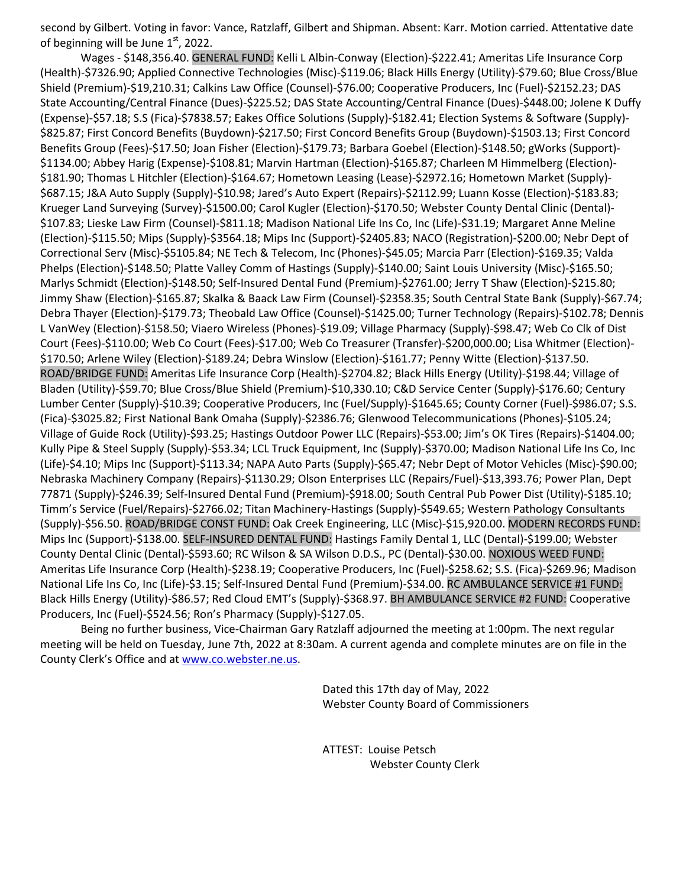second by Gilbert. Voting in favor: Vance, Ratzlaff, Gilbert and Shipman. Absent: Karr. Motion carried. Attentative date of beginning will be June 1st, 2022.

Wages - $148,356.40. GENERAL FUND: Kelli L Albin-Conway (Election)-$222.41; Ameritas Life Insurance Corp (Health)-$7326.90; Applied Connective Technologies (Misc)-$119.06; Black Hills Energy (Utility)-$79.60; Blue Cross/Blue Shield (Premium)-$19,210.31; Calkins Law Office (Counsel)-$76.00; Cooperative Producers, Inc (Fuel)-$2152.23; DAS State Accounting/Central Finance (Dues)-$225.52; DAS State Accounting/Central Finance (Dues)-$448.00; Jolene K Duffy (Expense)-$57.18; S.S (Fica)-$7838.57; Eakes Office Solutions (Supply)-$182.41; Election Systems & Software (Supply)-$825.87; First Concord Benefits (Buydown)-$217.50; First Concord Benefits Group (Buydown)-$1503.13; First Concord Benefits Group (Fees)-$17.50; Joan Fisher (Election)-$179.73; Barbara Goebel (Election)-$148.50; gWorks (Support)-$1134.00; Abbey Harig (Expense)-$108.81; Marvin Hartman (Election)-$165.87; Charleen M Himmelberg (Election)-$181.90; Thomas L Hitchler (Election)-$164.67; Hometown Leasing (Lease)-$2972.16; Hometown Market (Supply)-$687.15; J&A Auto Supply (Supply)-$10.98; Jared's Auto Expert (Repairs)-$2112.99; Luann Kosse (Election)-$183.83; Krueger Land Surveying (Survey)-$1500.00; Carol Kugler (Election)-$170.50; Webster County Dental Clinic (Dental)-$107.83; Lieske Law Firm (Counsel)-$811.18; Madison National Life Ins Co, Inc (Life)-$31.19; Margaret Anne Meline (Election)-$115.50; Mips (Supply)-$3564.18; Mips Inc (Support)-$2405.83; NACO (Registration)-$200.00; Nebr Dept of Correctional Serv (Misc)-$5105.84; NE Tech & Telecom, Inc (Phones)-$45.05; Marcia Parr (Election)-$169.35; Valda Phelps (Election)-$148.50; Platte Valley Comm of Hastings (Supply)-$140.00; Saint Louis University (Misc)-$165.50; Marlys Schmidt (Election)-$148.50; Self-Insured Dental Fund (Premium)-$2761.00; Jerry T Shaw (Election)-$215.80; Jimmy Shaw (Election)-$165.87; Skalka & Baack Law Firm (Counsel)-$2358.35; South Central State Bank (Supply)-$67.74; Debra Thayer (Election)-$179.73; Theobald Law Office (Counsel)-$1425.00; Turner Technology (Repairs)-$102.78; Dennis L VanWey (Election)-$158.50; Viaero Wireless (Phones)-$19.09; Village Pharmacy (Supply)-$98.47; Web Co Clk of Dist Court (Fees)-$110.00; Web Co Court (Fees)-$17.00; Web Co Treasurer (Transfer)-$200,000.00; Lisa Whitmer (Election)-$170.50; Arlene Wiley (Election)-$189.24; Debra Winslow (Election)-$161.77; Penny Witte (Election)-$137.50. ROAD/BRIDGE FUND: Ameritas Life Insurance Corp (Health)-$2704.82; Black Hills Energy (Utility)-$198.44; Village of Bladen (Utility)-$59.70; Blue Cross/Blue Shield (Premium)-$10,330.10; C&D Service Center (Supply)-$176.60; Century Lumber Center (Supply)-$10.39; Cooperative Producers, Inc (Fuel/Supply)-$1645.65; County Corner (Fuel)-$986.07; S.S. (Fica)-$3025.82; First National Bank Omaha (Supply)-$2386.76; Glenwood Telecommunications (Phones)-$105.24; Village of Guide Rock (Utility)-$93.25; Hastings Outdoor Power LLC (Repairs)-$53.00; Jim's OK Tires (Repairs)-$1404.00; Kully Pipe & Steel Supply (Supply)-$53.34; LCL Truck Equipment, Inc (Supply)-$370.00; Madison National Life Ins Co, Inc (Life)-$4.10; Mips Inc (Support)-$113.34; NAPA Auto Parts (Supply)-$65.47; Nebr Dept of Motor Vehicles (Misc)-$90.00; Nebraska Machinery Company (Repairs)-$1130.29; Olson Enterprises LLC (Repairs/Fuel)-$13,393.76; Power Plan, Dept 77871 (Supply)-$246.39; Self-Insured Dental Fund (Premium)-$918.00; South Central Pub Power Dist (Utility)-$185.10; Timm's Service (Fuel/Repairs)-$2766.02; Titan Machinery-Hastings (Supply)-$549.65; Western Pathology Consultants (Supply)-$56.50. ROAD/BRIDGE CONST FUND: Oak Creek Engineering, LLC (Misc)-$15,920.00. MODERN RECORDS FUND: Mips Inc (Support)-$138.00. SELF-INSURED DENTAL FUND: Hastings Family Dental 1, LLC (Dental)-$199.00; Webster County Dental Clinic (Dental)-$593.60; RC Wilson & SA Wilson D.D.S., PC (Dental)-$30.00. NOXIOUS WEED FUND: Ameritas Life Insurance Corp (Health)-$238.19; Cooperative Producers, Inc (Fuel)-$258.62; S.S. (Fica)-$269.96; Madison National Life Ins Co, Inc (Life)-$3.15; Self-Insured Dental Fund (Premium)-$34.00. RC AMBULANCE SERVICE #1 FUND: Black Hills Energy (Utility)-$86.57; Red Cloud EMT's (Supply)-$368.97. BH AMBULANCE SERVICE #2 FUND: Cooperative Producers, Inc (Fuel)-$524.56; Ron's Pharmacy (Supply)-$127.05.

Being no further business, Vice-Chairman Gary Ratzlaff adjourned the meeting at 1:00pm. The next regular meeting will be held on Tuesday, June 7th, 2022 at 8:30am. A current agenda and complete minutes are on file in the County Clerk's Office and at www.co.webster.ne.us.

Dated this 17th day of May, 2022
Webster County Board of Commissioners

ATTEST: Louise Petsch
Webster County Clerk